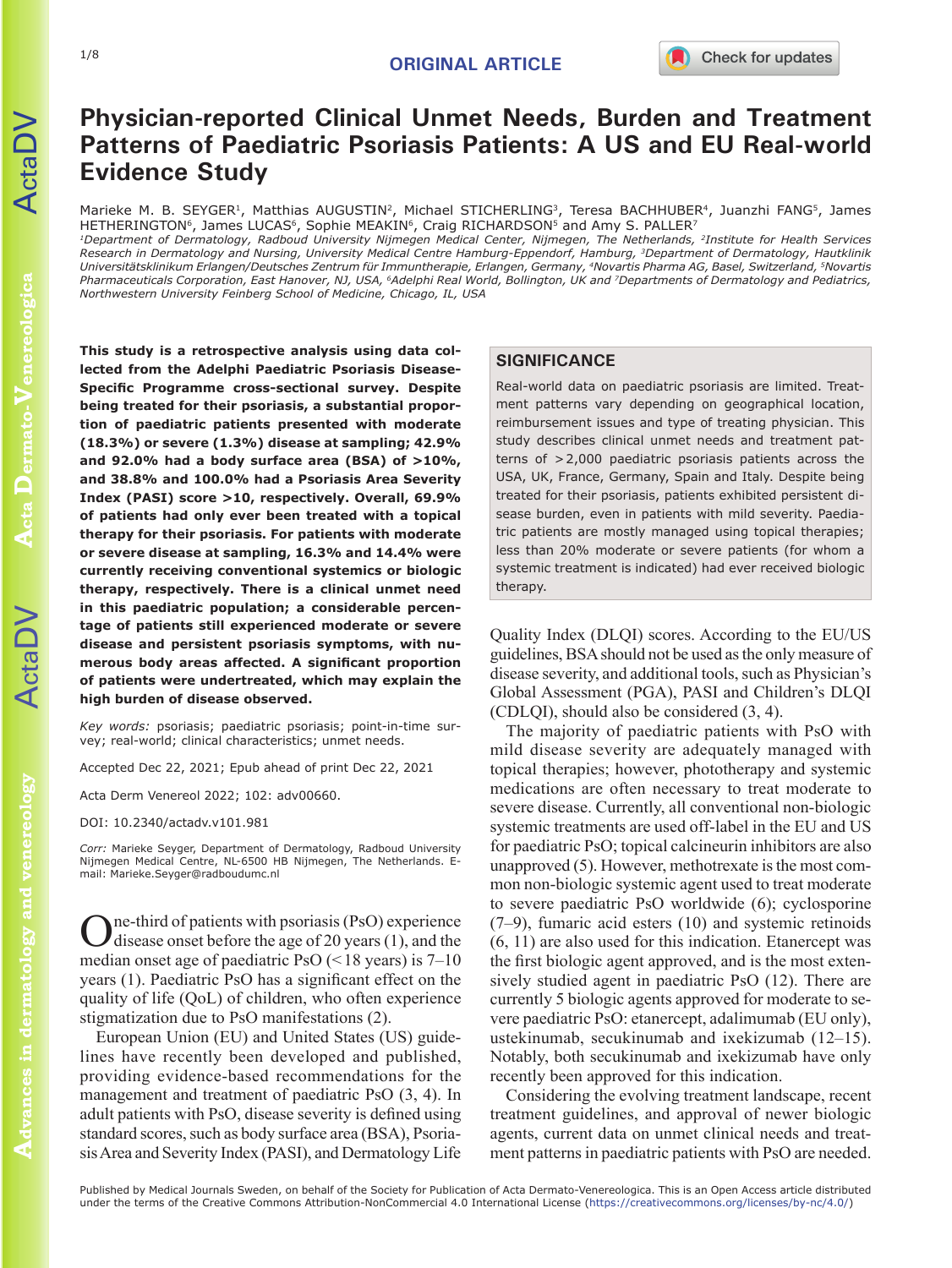ORIGINAL ARTICLE

# Physician-reported Clinical Unmet Needs, Burden and Treatment Patterns of Paediatric Psoriasis Patients: A US and EU Real-world Evidence Study

Marieke M. B. SEYGER[1], Matthias AUGUSTIN[2], Michael STICHERLING[3], Teresa BACHHUBER[4], Juanzhi FANG[5], James HETHERINGTON[6], James LUCAS[6], Sophie MEAKIN[6], Craig RICHARDSON[5] and Amy S. PALLER[7]

[1]Department of Dermatology, Radboud University Nijmegen Medical Center, Nijmegen, The Netherlands, [2]Institute for Health Services Research in Dermatology and Nursing, University Medical Centre Hamburg-Eppendorf, Hamburg, [3]Department of Dermatology, Hautklinik Universitätsklinikum Erlangen/Deutsches Zentrum für Immuntherapie, Erlangen, Germany, [4]Novartis Pharma AG, Basel, Switzerland, [5]Novartis Pharmaceuticals Corporation, East Hanover, NJ, USA, [6]Adelphi Real World, Bollington, UK and [7]Departments of Dermatology and Pediatrics, Northwestern University Feinberg School of Medicine, Chicago, IL, USA

**This study is a retrospective analysis using data collected from the Adelphi Paediatric Psoriasis Disease-Specific Programme cross-sectional survey. Despite being treated for their psoriasis, a substantial proportion of paediatric patients presented with moderate (18.3%) or severe (1.3%) disease at sampling; 42.9% and 92.0% had a body surface area (BSA) of >10%, and 38.8% and 100.0% had a Psoriasis Area Severity Index (PASI) score >10, respectively. Overall, 69.9% of patients had only ever been treated with a topical therapy for their psoriasis. For patients with moderate or severe disease at sampling, 16.3% and 14.4% were currently receiving conventional systemics or biologic therapy, respectively. There is a clinical unmet need in this paediatric population; a considerable percentage of patients still experienced moderate or severe disease and persistent psoriasis symptoms, with numerous body areas affected. A significant proportion of patients were undertreated, which may explain the high burden of disease observed.**

*Key words:* psoriasis; paediatric psoriasis; point-in-time survey; real-world; clinical characteristics; unmet needs.

Accepted Dec 22, 2021; Epub ahead of print Dec 22, 2021

Acta Derm Venereol 2022; 102: adv00660.

DOI: 10.2340/actadv.v101.981

*Corr:* Marieke Seyger, Department of Dermatology, Radboud University Nijmegen Medical Centre, NL-6500 HB Nijmegen, The Netherlands. E-mail: Marieke.Seyger@radboudumc.nl

## SIGNIFICANCE

Real-world data on paediatric psoriasis are limited. Treatment patterns vary depending on geographical location, reimbursement issues and type of treating physician. This study describes clinical unmet needs and treatment patterns of >2,000 paediatric psoriasis patients across the USA, UK, France, Germany, Spain and Italy. Despite being treated for their psoriasis, patients exhibited persistent disease burden, even in patients with mild severity. Paediatric patients are mostly managed using topical therapies; less than 20% moderate or severe patients (for whom a systemic treatment is indicated) had ever received biologic therapy.

One-third of patients with psoriasis (PsO) experience disease onset before the age of 20 years (1), and the median onset age of paediatric PsO (<18 years) is 7–10 years (1). Paediatric PsO has a significant effect on the quality of life (QoL) of children, who often experience stigmatization due to PsO manifestations (2).

European Union (EU) and United States (US) guidelines have recently been developed and published, providing evidence-based recommendations for the management and treatment of paediatric PsO (3, 4). In adult patients with PsO, disease severity is defined using standard scores, such as body surface area (BSA), Psoriasis Area and Severity Index (PASI), and Dermatology Life Quality Index (DLQI) scores. According to the EU/US guidelines, BSA should not be used as the only measure of disease severity, and additional tools, such as Physician's Global Assessment (PGA), PASI and Children's DLQI (CDLQI), should also be considered (3, 4).

The majority of paediatric patients with PsO with mild disease severity are adequately managed with topical therapies; however, phototherapy and systemic medications are often necessary to treat moderate to severe disease. Currently, all conventional non-biologic systemic treatments are used off-label in the EU and US for paediatric PsO; topical calcineurin inhibitors are also unapproved (5). However, methotrexate is the most common non-biologic systemic agent used to treat moderate to severe paediatric PsO worldwide (6); cyclosporine (7–9), fumaric acid esters (10) and systemic retinoids (6, 11) are also used for this indication. Etanercept was the first biologic agent approved, and is the most extensively studied agent in paediatric PsO (12). There are currently 5 biologic agents approved for moderate to severe paediatric PsO: etanercept, adalimumab (EU only), ustekinumab, secukinumab and ixekizumab (12–15). Notably, both secukinumab and ixekizumab have only recently been approved for this indication.

Considering the evolving treatment landscape, recent treatment guidelines, and approval of newer biologic agents, current data on unmet clinical needs and treatment patterns in paediatric patients with PsO are needed.

Published by Medical Journals Sweden, on behalf of the Society for Publication of Acta Dermato-Venereologica. This is an Open Access article distributed under the terms of the Creative Commons Attribution-NonCommercial 4.0 International License (https://creativecommons.org/licenses/by-nc/4.0/)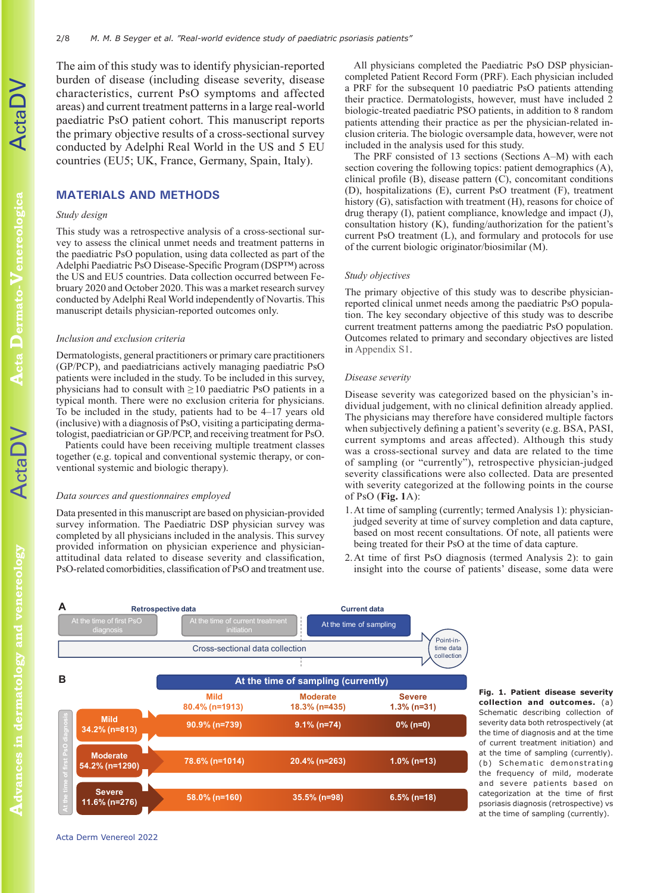The aim of this study was to identify physician-reported burden of disease (including disease severity, disease characteristics, current PsO symptoms and affected areas) and current treatment patterns in a large real-world paediatric PsO patient cohort. This manuscript reports the primary objective results of a cross-sectional survey conducted by Adelphi Real World in the US and 5 EU countries (EU5; UK, France, Germany, Spain, Italy).

## MATERIALS AND METHODS

### *Study design*

This study was a retrospective analysis of a cross-sectional survey to assess the clinical unmet needs and treatment patterns in the paediatric PsO population, using data collected as part of the Adelphi Paediatric PsO Disease-Specific Program (DSP™) across the US and EU5 countries. Data collection occurred between February 2020 and October 2020. This was a market research survey conducted by Adelphi Real World independently of Novartis. This manuscript details physician-reported outcomes only.

### *Inclusion and exclusion criteria*

Dermatologists, general practitioners or primary care practitioners (GP/PCP), and paediatricians actively managing paediatric PsO patients were included in the study. To be included in this survey, physicians had to consult with ≥10 paediatric PsO patients in a typical month. There were no exclusion criteria for physicians. To be included in the study, patients had to be 4–17 years old (inclusive) with a diagnosis of PsO, visiting a participating dermatologist, paediatrician or GP/PCP, and receiving treatment for PsO.

Patients could have been receiving multiple treatment classes together (e.g. topical and conventional systemic therapy, or conventional systemic and biologic therapy).

### *Data sources and questionnaires employed*

Data presented in this manuscript are based on physician-provided survey information. The Paediatric DSP physician survey was completed by all physicians included in the analysis. This survey provided information on physician experience and physician-attitudinal data related to disease severity and classification, PsO-related comorbidities, classification of PsO and treatment use.

All physicians completed the Paediatric PsO DSP physician-completed Patient Record Form (PRF). Each physician included a PRF for the subsequent 10 paediatric PsO patients attending their practice. Dermatologists, however, must have included 2 biologic-treated paediatric PSO patients, in addition to 8 random patients attending their practice as per the physician-related inclusion criteria. The biologic oversample data, however, were not included in the analysis used for this study.

The PRF consisted of 13 sections (Sections A–M) with each section covering the following topics: patient demographics (A), clinical profile (B), disease pattern (C), concomitant conditions (D), hospitalizations (E), current PsO treatment (F), treatment history (G), satisfaction with treatment (H), reasons for choice of drug therapy (I), patient compliance, knowledge and impact (J), consultation history (K), funding/authorization for the patient's current PsO treatment (L), and formulary and protocols for use of the current biologic originator/biosimilar (M).

### *Study objectives*

The primary objective of this study was to describe physician-reported clinical unmet needs among the paediatric PsO population. The key secondary objective of this study was to describe current treatment patterns among the paediatric PsO population. Outcomes related to primary and secondary objectives are listed in Appendix S1.

### *Disease severity*

Disease severity was categorized based on the physician's individual judgement, with no clinical definition already applied. The physicians may therefore have considered multiple factors when subjectively defining a patient's severity (e.g. BSA, PASI, current symptoms and areas affected). Although this study was a cross-sectional survey and data are related to the time of sampling (or "currently"), retrospective physician-judged severity classifications were also collected. Data are presented with severity categorized at the following points in the course of PsO (**Fig. 1**A):

1. At time of sampling (currently; termed Analysis 1): physician-judged severity at time of survey completion and data capture, based on most recent consultations. Of note, all patients were being treated for their PsO at the time of data capture.
2. At time of first PsO diagnosis (termed Analysis 2): to gain insight into the course of patients' disease, some data were

**A**

Retrospective data: At the time of first PsO diagnosis → At the time of current treatment initiation | Current data: At the time of sampling → Point-in-time data collection

Cross-sectional data collection

**B**

| At the time of first PsO diagnosis | At the time of sampling (currently): Mild 80.4% (n=1913) | Moderate 18.3% (n=435) | Severe 1.3% (n=31) |
|---|---|---|---|
| Mild 34.2% (n=813) | 90.9% (n=739) | 9.1% (n=74) | 0% (n=0) |
| Moderate 54.2% (n=1290) | 78.6% (n=1014) | 20.4% (n=263) | 1.0% (n=13) |
| Severe 11.6% (n=276) | 58.0% (n=160) | 35.5% (n=98) | 6.5% (n=18) |

**Fig. 1. Patient disease severity collection and outcomes.** (a) Schematic describing collection of severity data both retrospectively (at the time of diagnosis and at the time of current treatment initiation) and at the time of sampling (currently). (b) Schematic demonstrating the frequency of mild, moderate and severe patients based on categorization at the time of first psoriasis diagnosis (retrospective) vs at the time of sampling (currently).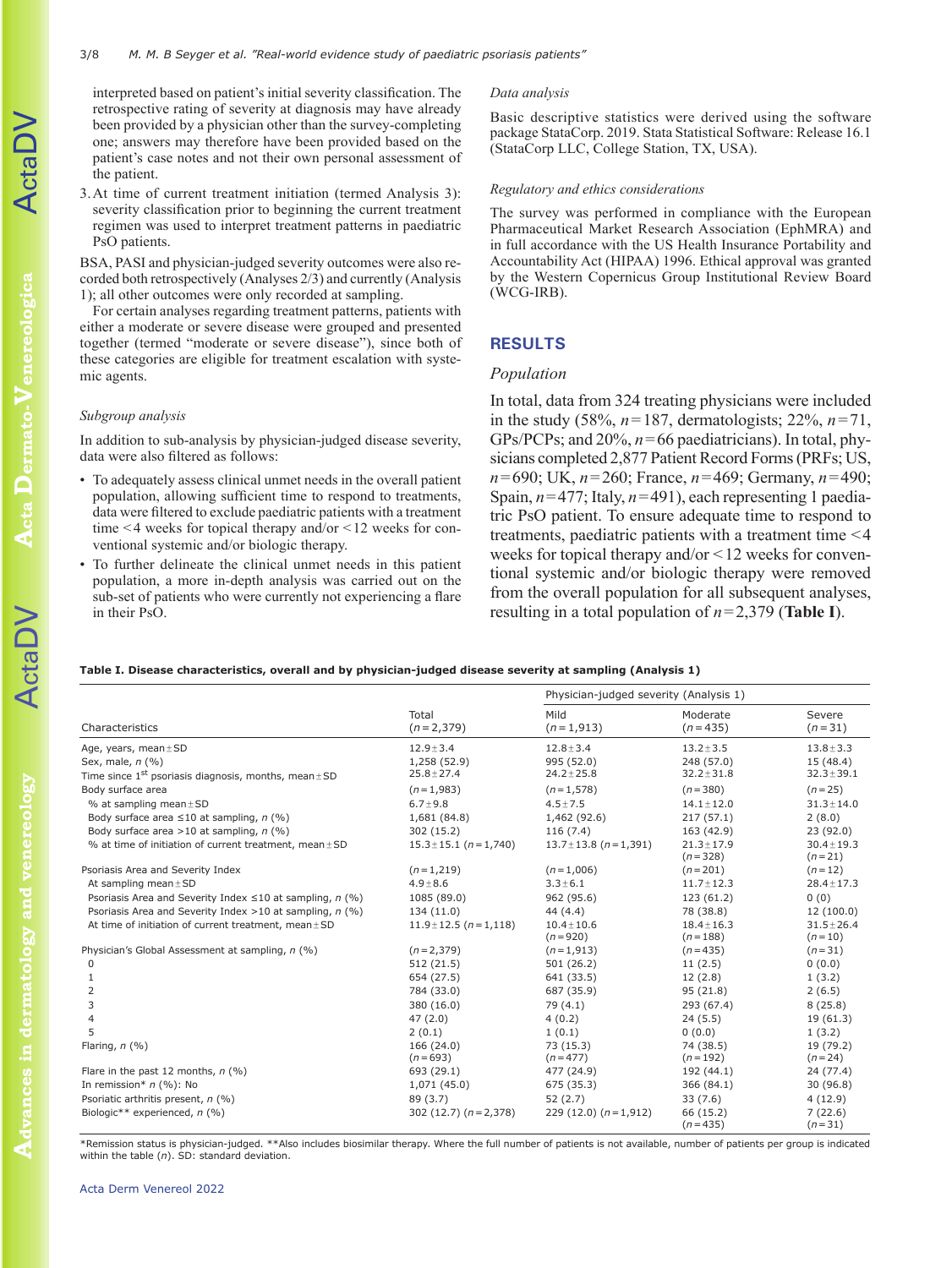interpreted based on patient's initial severity classification. The retrospective rating of severity at diagnosis may have already been provided by a physician other than the survey-completing one; answers may therefore have been provided based on the patient's case notes and not their own personal assessment of the patient.

3. At time of current treatment initiation (termed Analysis 3): severity classification prior to beginning the current treatment regimen was used to interpret treatment patterns in paediatric PsO patients.

BSA, PASI and physician-judged severity outcomes were also recorded both retrospectively (Analyses 2/3) and currently (Analysis 1); all other outcomes were only recorded at sampling.

For certain analyses regarding treatment patterns, patients with either a moderate or severe disease were grouped and presented together (termed "moderate or severe disease"), since both of these categories are eligible for treatment escalation with systemic agents.

### *Subgroup analysis*

In addition to sub-analysis by physician-judged disease severity, data were also filtered as follows:

- To adequately assess clinical unmet needs in the overall patient population, allowing sufficient time to respond to treatments, data were filtered to exclude paediatric patients with a treatment time <4 weeks for topical therapy and/or <12 weeks for conventional systemic and/or biologic therapy.
- To further delineate the clinical unmet needs in this patient population, a more in-depth analysis was carried out on the sub-set of patients who were currently not experiencing a flare in their PsO.

### *Data analysis*

Basic descriptive statistics were derived using the software package StataCorp. 2019. Stata Statistical Software: Release 16.1 (StataCorp LLC, College Station, TX, USA).

### *Regulatory and ethics considerations*

The survey was performed in compliance with the European Pharmaceutical Market Research Association (EphMRA) and in full accordance with the US Health Insurance Portability and Accountability Act (HIPAA) 1996. Ethical approval was granted by the Western Copernicus Group Institutional Review Board (WCG-IRB).

## RESULTS

### *Population*

In total, data from 324 treating physicians were included in the study (58%, *n*=187, dermatologists; 22%, *n*=71, GPs/PCPs; and 20%, *n*=66 paediatricians). In total, physicians completed 2,877 Patient Record Forms (PRFs; US, *n*=690; UK, *n*=260; France, *n*=469; Germany, *n*=490; Spain, *n*=477; Italy, *n*=491), each representing 1 paediatric PsO patient. To ensure adequate time to respond to treatments, paediatric patients with a treatment time <4 weeks for topical therapy and/or <12 weeks for conventional systemic and/or biologic therapy were removed from the overall population for all subsequent analyses, resulting in a total population of *n*=2,379 (**Table I**).

**Table I. Disease characteristics, overall and by physician-judged disease severity at sampling (Analysis 1)**

| Characteristics | Total (*n*=2,379) | Physician-judged severity (Analysis 1) Mild (*n*=1,913) | Moderate (*n*=435) | Severe (*n*=31) |
|---|---|---|---|---|
| Age, years, mean±SD | 12.9±3.4 | 12.8±3.4 | 13.2±3.5 | 13.8±3.3 |
| Sex, male, *n* (%) | 1,258 (52.9) | 995 (52.0) | 248 (57.0) | 15 (48.4) |
| Time since 1st psoriasis diagnosis, months, mean±SD | 25.8±27.4 | 24.2±25.8 | 32.2±31.8 | 32.3±39.1 |
| Body surface area | (*n*=1,983) | (*n*=1,578) | (*n*=380) | (*n*=25) |
| % at sampling mean±SD | 6.7±9.8 | 4.5±7.5 | 14.1±12.0 | 31.3±14.0 |
| Body surface area ≤10 at sampling, *n* (%) | 1,681 (84.8) | 1,462 (92.6) | 217 (57.1) | 2 (8.0) |
| Body surface area >10 at sampling, *n* (%) | 302 (15.2) | 116 (7.4) | 163 (42.9) | 23 (92.0) |
| % at time of initiation of current treatment, mean±SD | 15.3±15.1 (*n*=1,740) | 13.7±13.8 (*n*=1,391) | 21.3±17.9 (*n*=328) | 30.4±19.3 (*n*=21) |
| Psoriasis Area and Severity Index | (*n*=1,219) | (*n*=1,006) | (*n*=201) | (*n*=12) |
| At sampling mean±SD | 4.9±8.6 | 3.3±6.1 | 11.7±12.3 | 28.4±17.3 |
| Psoriasis Area and Severity Index ≤10 at sampling, *n* (%) | 1085 (89.0) | 962 (95.6) | 123 (61.2) | 0 (0) |
| Psoriasis Area and Severity Index >10 at sampling, *n* (%) | 134 (11.0) | 44 (4.4) | 78 (38.8) | 12 (100.0) |
| At time of initiation of current treatment, mean±SD | 11.9±12.5 (*n*=1,118) | 10.4±10.6 (*n*=920) | 18.4±16.3 (*n*=188) | 31.5±26.4 (*n*=10) |
| Physician's Global Assessment at sampling, *n* (%) | (*n*=2,379) | (*n*=1,913) | (*n*=435) | (*n*=31) |
| 0 | 512 (21.5) | 501 (26.2) | 11 (2.5) | 0 (0.0) |
| 1 | 654 (27.5) | 641 (33.5) | 12 (2.8) | 1 (3.2) |
| 2 | 784 (33.0) | 687 (35.9) | 95 (21.8) | 2 (6.5) |
| 3 | 380 (16.0) | 79 (4.1) | 293 (67.4) | 8 (25.8) |
| 4 | 47 (2.0) | 4 (0.2) | 24 (5.5) | 19 (61.3) |
| 5 | 2 (0.1) | 1 (0.1) | 0 (0.0) | 1 (3.2) |
| Flaring, *n* (%) | 166 (24.0) (*n*=693) | 73 (15.3) (*n*=477) | 74 (38.5) (*n*=192) | 19 (79.2) (*n*=24) |
| Flare in the past 12 months, *n* (%) | 693 (29.1) | 477 (24.9) | 192 (44.1) | 24 (77.4) |
| In remission* *n* (%): No | 1,071 (45.0) | 675 (35.3) | 366 (84.1) | 30 (96.8) |
| Psoriatic arthritis present, *n* (%) | 89 (3.7) | 52 (2.7) | 33 (7.6) | 4 (12.9) |
| Biologic** experienced, *n* (%) | 302 (12.7) (*n*=2,378) | 229 (12.0) (*n*=1,912) | 66 (15.2) (*n*=435) | 7 (22.6) (*n*=31) |

*Remission status is physician-judged. **Also includes biosimilar therapy. Where the full number of patients is not available, number of patients per group is indicated within the table (*n*). SD: standard deviation.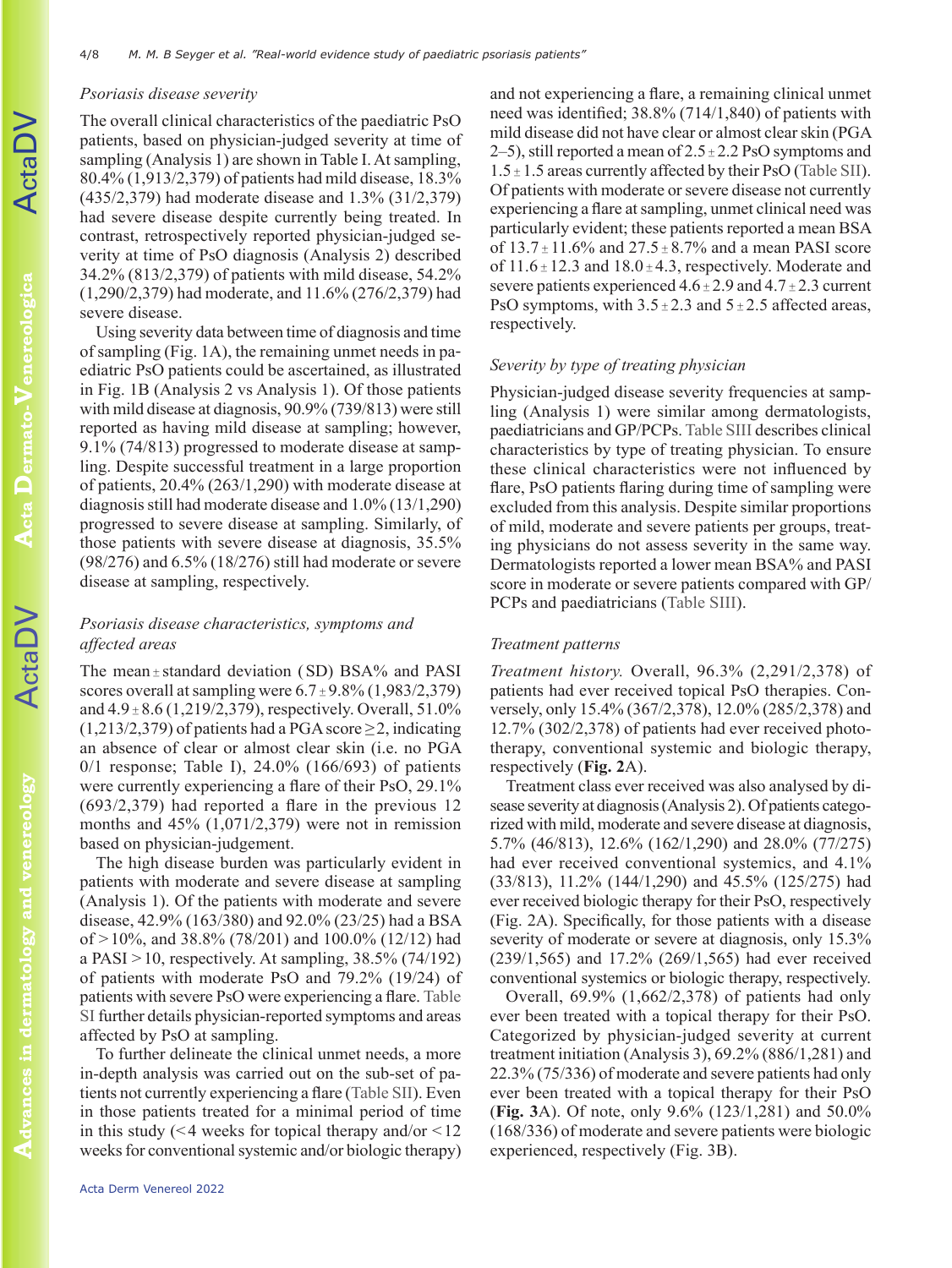### *Psoriasis disease severity*

The overall clinical characteristics of the paediatric PsO patients, based on physician-judged severity at time of sampling (Analysis 1) are shown in Table I. At sampling, 80.4% (1,913/2,379) of patients had mild disease, 18.3% (435/2,379) had moderate disease and 1.3% (31/2,379) had severe disease despite currently being treated. In contrast, retrospectively reported physician-judged severity at time of PsO diagnosis (Analysis 2) described 34.2% (813/2,379) of patients with mild disease, 54.2% (1,290/2,379) had moderate, and 11.6% (276/2,379) had severe disease.

Using severity data between time of diagnosis and time of sampling (Fig. 1A), the remaining unmet needs in paediatric PsO patients could be ascertained, as illustrated in Fig. 1B (Analysis 2 vs Analysis 1). Of those patients with mild disease at diagnosis, 90.9% (739/813) were still reported as having mild disease at sampling; however, 9.1% (74/813) progressed to moderate disease at sampling. Despite successful treatment in a large proportion of patients, 20.4% (263/1,290) with moderate disease at diagnosis still had moderate disease and 1.0% (13/1,290) progressed to severe disease at sampling. Similarly, of those patients with severe disease at diagnosis, 35.5% (98/276) and 6.5% (18/276) still had moderate or severe disease at sampling, respectively.

### *Psoriasis disease characteristics, symptoms and affected areas*

The mean ± standard deviation (SD) BSA% and PASI scores overall at sampling were 6.7 ± 9.8% (1,983/2,379) and 4.9 ± 8.6 (1,219/2,379), respectively. Overall, 51.0% (1,213/2,379) of patients had a PGA score ≥2, indicating an absence of clear or almost clear skin (i.e. no PGA 0/1 response; Table I), 24.0% (166/693) of patients were currently experiencing a flare of their PsO, 29.1% (693/2,379) had reported a flare in the previous 12 months and 45% (1,071/2,379) were not in remission based on physician-judgement.

The high disease burden was particularly evident in patients with moderate and severe disease at sampling (Analysis 1). Of the patients with moderate and severe disease, 42.9% (163/380) and 92.0% (23/25) had a BSA of >10%, and 38.8% (78/201) and 100.0% (12/12) had a PASI >10, respectively. At sampling, 38.5% (74/192) of patients with moderate PsO and 79.2% (19/24) of patients with severe PsO were experiencing a flare. Table SI further details physician-reported symptoms and areas affected by PsO at sampling.

To further delineate the clinical unmet needs, a more in-depth analysis was carried out on the sub-set of patients not currently experiencing a flare (Table SII). Even in those patients treated for a minimal period of time in this study (<4 weeks for topical therapy and/or <12 weeks for conventional systemic and/or biologic therapy) and not experiencing a flare, a remaining clinical unmet need was identified; 38.8% (714/1,840) of patients with mild disease did not have clear or almost clear skin (PGA 2–5), still reported a mean of 2.5 ± 2.2 PsO symptoms and 1.5 ± 1.5 areas currently affected by their PsO (Table SII). Of patients with moderate or severe disease not currently experiencing a flare at sampling, unmet clinical need was particularly evident; these patients reported a mean BSA of 13.7 ± 11.6% and 27.5 ± 8.7% and a mean PASI score of 11.6 ± 12.3 and 18.0 ± 4.3, respectively. Moderate and severe patients experienced 4.6 ± 2.9 and 4.7 ± 2.3 current PsO symptoms, with 3.5 ± 2.3 and 5 ± 2.5 affected areas, respectively.

### *Severity by type of treating physician*

Physician-judged disease severity frequencies at sampling (Analysis 1) were similar among dermatologists, paediatricians and GP/PCPs. Table SIII describes clinical characteristics by type of treating physician. To ensure these clinical characteristics were not influenced by flare, PsO patients flaring during time of sampling were excluded from this analysis. Despite similar proportions of mild, moderate and severe patients per groups, treating physicians do not assess severity in the same way. Dermatologists reported a lower mean BSA and PASI score in moderate or severe patients compared with GP/PCPs and paediatricians (Table SIII).

### *Treatment patterns*

*Treatment history.* Overall, 96.3% (2,291/2,378) of patients had ever received topical PsO therapies. Conversely, only 15.4% (367/2,378), 12.0% (285/2,378) and 12.7% (302/2,378) of patients had ever received phototherapy, conventional systemic and biologic therapy, respectively (**Fig. 2**A).

Treatment class ever received was also analysed by disease severity at diagnosis (Analysis 2). Of patients categorized with mild, moderate and severe disease at diagnosis, 5.7% (46/813), 12.6% (162/1,290) and 28.0% (77/275) had ever received conventional systemics, and 4.1% (33/813), 11.2% (144/1,290) and 45.5% (125/275) had ever received biologic therapy for their PsO, respectively (Fig. 2A). Specifically, for those patients with a disease severity of moderate or severe at diagnosis, only 15.3% (239/1,565) and 17.2% (269/1,565) had ever received conventional systemics or biologic therapy, respectively.

Overall, 69.9% (1,662/2,378) of patients had only ever been treated with a topical therapy for their PsO. Categorized by physician-judged severity at current treatment initiation (Analysis 3), 69.2% (886/1,281) and 22.3% (75/336) of moderate and severe patients had only ever been treated with a topical therapy for their PsO (**Fig. 3**A). Of note, only 9.6% (123/1,281) and 50.0% (168/336) of moderate and severe patients were biologic experienced, respectively (Fig. 3B).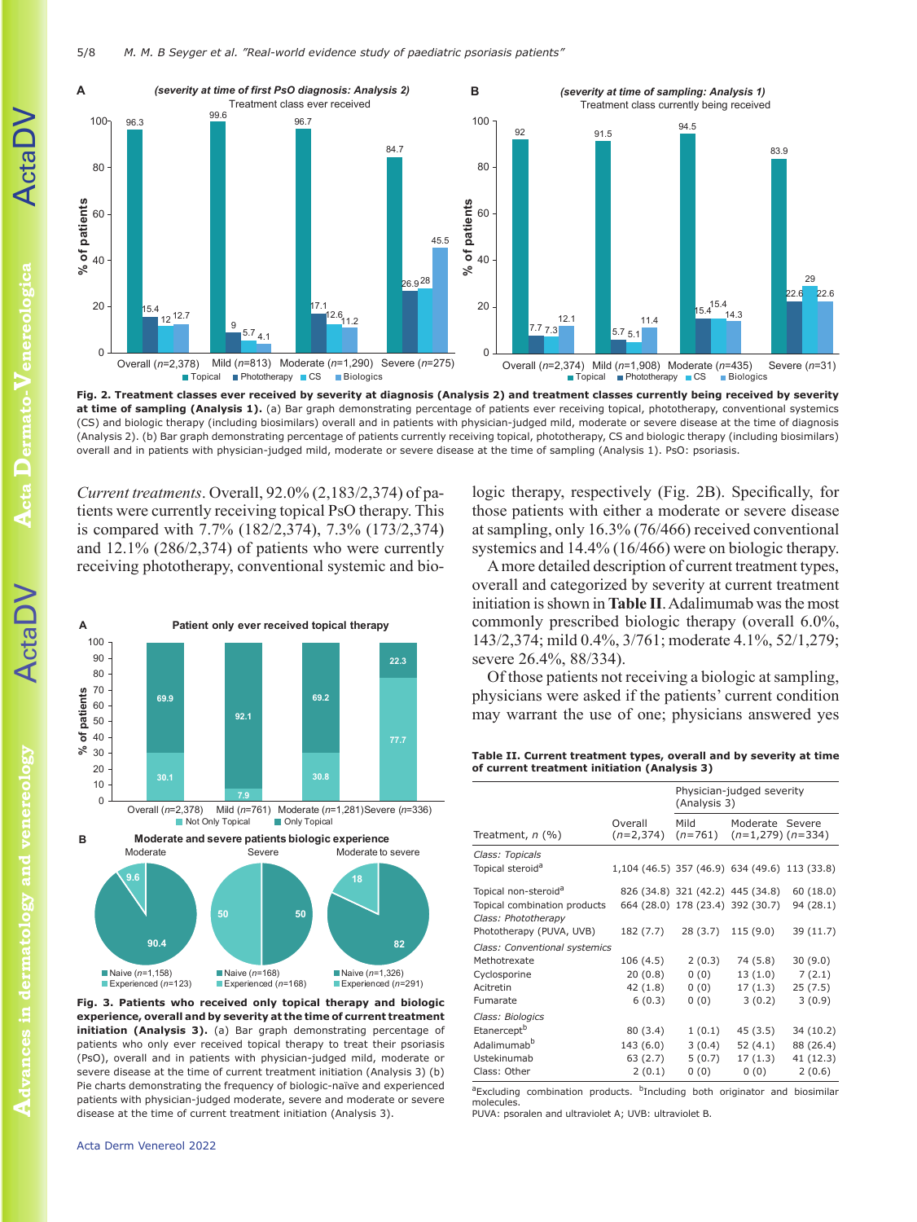Fig. 2. **Treatment classes ever received by severity at diagnosis (Analysis 2) and treatment classes currently being received by severity at time of sampling (Analysis 1).** (a) Bar graph demonstrating percentage of patients ever receiving topical, phototherapy, conventional systemics (CS) and biologic therapy (including biosimilars) overall and in patients with physician-judged mild, moderate or severe disease at the time of diagnosis (Analysis 2). (b) Bar graph demonstrating percentage of patients currently receiving topical, phototherapy, CS and biologic therapy (including biosimilars) overall and in patients with physician-judged mild, moderate or severe disease at the time of sampling (Analysis 1). PsO: psoriasis.

*Current treatments*. Overall, 92.0% (2,183/2,374) of patients were currently receiving topical PsO therapy. This is compared with 7.7% (182/2,374), 7.3% (173/2,374) and 12.1% (286/2,374) of patients who were currently receiving phototherapy, conventional systemic and biologic therapy, respectively (Fig. 2B). Specifically, for those patients with either a moderate or severe disease at sampling, only 16.3% (76/466) received conventional systemics and 14.4% (16/466) were on biologic therapy.

A more detailed description of current treatment types, overall and categorized by severity at current treatment initiation is shown in **Table II**. Adalimumab was the most commonly prescribed biologic therapy (overall 6.0%, 143/2,374; mild 0.4%, 3/761; moderate 4.1%, 52/1,279; severe 26.4%, 88/334).

Of those patients not receiving a biologic at sampling, physicians were asked if the patients' current condition may warrant the use of one; physicians answered yes

Fig. 3. **Patients who received only topical therapy and biologic experience, overall and by severity at the time of current treatment initiation (Analysis 3).** (a) Bar graph demonstrating percentage of patients who only ever received topical therapy to treat their psoriasis (PsO), overall and in patients with physician-judged mild, moderate or severe disease at the time of current treatment initiation (Analysis 3) (b) Pie charts demonstrating the frequency of biologic-naïve and experienced patients with physician-judged moderate, severe and moderate or severe disease at the time of current treatment initiation (Analysis 3).

**Table II. Current treatment types, overall and by severity at time of current treatment initiation (Analysis 3)**

| Treatment, n (%) | Overall (n=2,374) | Physician-judged severity (Analysis 3) Mild (n=761) | Moderate (n=1,279) | Severe (n=334) |
|---|---|---|---|---|
| *Class: Topicals* | | | | |
| Topical steroid[a] | 1,104 (46.5) | 357 (46.9) | 634 (49.6) | 113 (33.8) |
| Topical non-steroid[a] | 826 (34.8) | 321 (42.2) | 445 (34.8) | 60 (18.0) |
| Topical combination products | 664 (28.0) | 178 (23.4) | 392 (30.7) | 94 (28.1) |
| *Class: Phototherapy* | | | | |
| Phototherapy (PUVA, UVB) | 182 (7.7) | 28 (3.7) | 115 (9.0) | 39 (11.7) |
| *Class: Conventional systemics* | | | | |
| Methotrexate | 106 (4.5) | 2 (0.3) | 74 (5.8) | 30 (9.0) |
| Cyclosporine | 20 (0.8) | 0 (0) | 13 (1.0) | 7 (2.1) |
| Acitretin | 42 (1.8) | 0 (0) | 17 (1.3) | 25 (7.5) |
| Fumarate | 6 (0.3) | 0 (0) | 3 (0.2) | 3 (0.9) |
| *Class: Biologics* | | | | |
| Etanercept[b] | 80 (3.4) | 1 (0.1) | 45 (3.5) | 34 (10.2) |
| Adalimumab[b] | 143 (6.0) | 3 (0.4) | 52 (4.1) | 88 (26.4) |
| Ustekinumab | 63 (2.7) | 5 (0.7) | 17 (1.3) | 41 (12.3) |
| Class: Other | 2 (0.1) | 0 (0) | 0 (0) | 2 (0.6) |

[a]Excluding combination products. [b]Including both originator and biosimilar molecules.
PUVA: psoralen and ultraviolet A; UVB: ultraviolet B.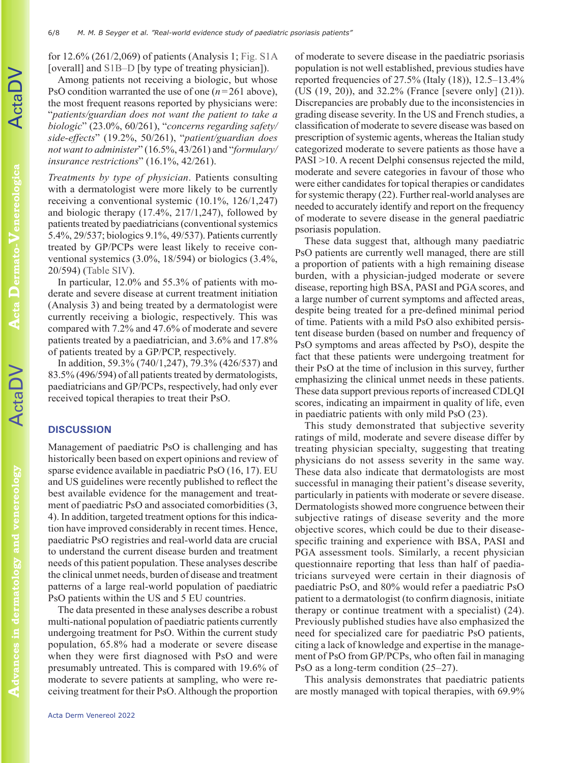for 12.6% (261/2,069) of patients (Analysis 1; Fig. S1A [overall] and S1B–D [by type of treating physician]).

Among patients not receiving a biologic, but whose PsO condition warranted the use of one ($n$=261 above), the most frequent reasons reported by physicians were: "*patients/guardian does not want the patient to take a biologic*" (23.0%, 60/261), "*concerns regarding safety/side-effects*" (19.2%, 50/261), "*patient/guardian does not want to administer*" (16.5%, 43/261) and "*formulary/insurance restrictions*" (16.1%, 42/261).

*Treatments by type of physician*. Patients consulting with a dermatologist were more likely to be currently receiving a conventional systemic (10.1%, 126/1,247) and biologic therapy (17.4%, 217/1,247), followed by patients treated by paediatricians (conventional systemics 5.4%, 29/537; biologics 9.1%, 49/537). Patients currently treated by GP/PCPs were least likely to receive conventional systemics (3.0%, 18/594) or biologics (3.4%, 20/594) (Table SIV).

In particular, 12.0% and 55.3% of patients with moderate and severe disease at current treatment initiation (Analysis 3) and being treated by a dermatologist were currently receiving a biologic, respectively. This was compared with 7.2% and 47.6% of moderate and severe patients treated by a paediatrician, and 3.6% and 17.8% of patients treated by a GP/PCP, respectively.

In addition, 59.3% (740/1,247), 79.3% (426/537) and 83.5% (496/594) of all patients treated by dermatologists, paediatricians and GP/PCPs, respectively, had only ever received topical therapies to treat their PsO.

## DISCUSSION

Management of paediatric PsO is challenging and has historically been based on expert opinions and review of sparse evidence available in paediatric PsO (16, 17). EU and US guidelines were recently published to reflect the best available evidence for the management and treatment of paediatric PsO and associated comorbidities (3, 4). In addition, targeted treatment options for this indication have improved considerably in recent times. Hence, paediatric PsO registries and real-world data are crucial to understand the current disease burden and treatment needs of this patient population. These analyses describe the clinical unmet needs, burden of disease and treatment patterns of a large real-world population of paediatric PsO patients within the US and 5 EU countries.

The data presented in these analyses describe a robust multi-national population of paediatric patients currently undergoing treatment for PsO. Within the current study population, 65.8% had a moderate or severe disease when they were first diagnosed with PsO and were presumably untreated. This is compared with 19.6% of moderate to severe patients at sampling, who were receiving treatment for their PsO. Although the proportion of moderate to severe disease in the paediatric psoriasis population is not well established, previous studies have reported frequencies of 27.5% (Italy (18)), 12.5–13.4% (US (19, 20)), and 32.2% (France [severe only] (21)). Discrepancies are probably due to the inconsistencies in grading disease severity. In the US and French studies, a classification of moderate to severe disease was based on prescription of systemic agents, whereas the Italian study categorized moderate to severe patients as those have a PASI >10. A recent Delphi consensus rejected the mild, moderate and severe categories in favour of those who were either candidates for topical therapies or candidates for systemic therapy (22). Further real-world analyses are needed to accurately identify and report on the frequency of moderate to severe disease in the general paediatric psoriasis population.

These data suggest that, although many paediatric PsO patients are currently well managed, there are still a proportion of patients with a high remaining disease burden, with a physician-judged moderate or severe disease, reporting high BSA, PASI and PGA scores, and a large number of current symptoms and affected areas, despite being treated for a pre-defined minimal period of time. Patients with a mild PsO also exhibited persistent disease burden (based on number and frequency of PsO symptoms and areas affected by PsO), despite the fact that these patients were undergoing treatment for their PsO at the time of inclusion in this survey, further emphasizing the clinical unmet needs in these patients. These data support previous reports of increased CDLQI scores, indicating an impairment in quality of life, even in paediatric patients with only mild PsO (23).

This study demonstrated that subjective severity ratings of mild, moderate and severe disease differ by treating physician specialty, suggesting that treating physicians do not assess severity in the same way. These data also indicate that dermatologists are most successful in managing their patient's disease severity, particularly in patients with moderate or severe disease. Dermatologists showed more congruence between their subjective ratings of disease severity and the more objective scores, which could be due to their disease-specific training and experience with BSA, PASI and PGA assessment tools. Similarly, a recent physician questionnaire reporting that less than half of paediatricians surveyed were certain in their diagnosis of paediatric PsO, and 80% would refer a paediatric PsO patient to a dermatologist (to confirm diagnosis, initiate therapy or continue treatment with a specialist) (24). Previously published studies have also emphasized the need for specialized care for paediatric PsO patients, citing a lack of knowledge and expertise in the management of PsO from GP/PCPs, who often fail in managing PsO as a long-term condition (25–27).

This analysis demonstrates that paediatric patients are mostly managed with topical therapies, with 69.9%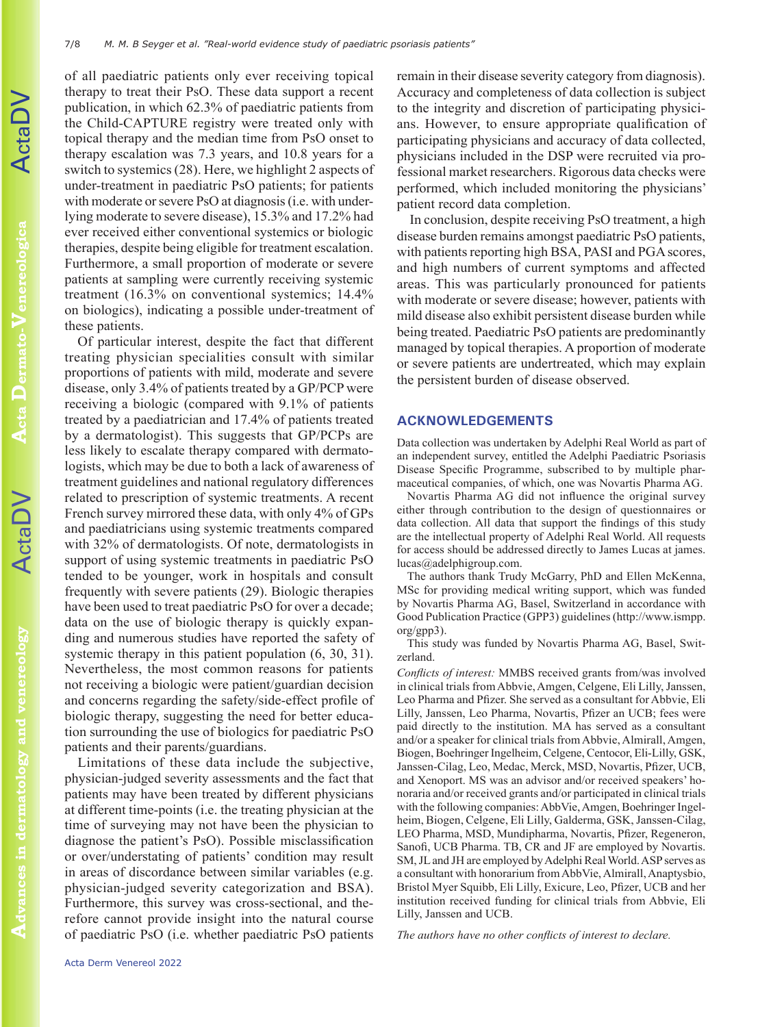of all paediatric patients only ever receiving topical therapy to treat their PsO. These data support a recent publication, in which 62.3% of paediatric patients from the Child-CAPTURE registry were treated only with topical therapy and the median time from PsO onset to therapy escalation was 7.3 years, and 10.8 years for a switch to systemics (28). Here, we highlight 2 aspects of under-treatment in paediatric PsO patients; for patients with moderate or severe PsO at diagnosis (i.e. with underlying moderate to severe disease), 15.3% and 17.2% had ever received either conventional systemics or biologic therapies, despite being eligible for treatment escalation. Furthermore, a small proportion of moderate or severe patients at sampling were currently receiving systemic treatment (16.3% on conventional systemics; 14.4% on biologics), indicating a possible under-treatment of these patients.

Of particular interest, despite the fact that different treating physician specialities consult with similar proportions of patients with mild, moderate and severe disease, only 3.4% of patients treated by a GP/PCP were receiving a biologic (compared with 9.1% of patients treated by a paediatrician and 17.4% of patients treated by a dermatologist). This suggests that GP/PCPs are less likely to escalate therapy compared with dermatologists, which may be due to both a lack of awareness of treatment guidelines and national regulatory differences related to prescription of systemic treatments. A recent French survey mirrored these data, with only 4% of GPs and paediatricians using systemic treatments compared with 32% of dermatologists. Of note, dermatologists in support of using systemic treatments in paediatric PsO tended to be younger, work in hospitals and consult frequently with severe patients (29). Biologic therapies have been used to treat paediatric PsO for over a decade; data on the use of biologic therapy is quickly expanding and numerous studies have reported the safety of systemic therapy in this patient population (6, 30, 31). Nevertheless, the most common reasons for patients not receiving a biologic were patient/guardian decision and concerns regarding the safety/side-effect profile of biologic therapy, suggesting the need for better education surrounding the use of biologics for paediatric PsO patients and their parents/guardians.

Limitations of these data include the subjective, physician-judged severity assessments and the fact that patients may have been treated by different physicians at different time-points (i.e. the treating physician at the time of surveying may not have been the physician to diagnose the patient's PsO). Possible misclassification or over/understating of patients' condition may result in areas of discordance between similar variables (e.g. physician-judged severity categorization and BSA). Furthermore, this survey was cross-sectional, and therefore cannot provide insight into the natural course of paediatric PsO (i.e. whether paediatric PsO patients remain in their disease severity category from diagnosis). Accuracy and completeness of data collection is subject to the integrity and discretion of participating physicians. However, to ensure appropriate qualification of participating physicians and accuracy of data collected, physicians included in the DSP were recruited via professional market researchers. Rigorous data checks were performed, which included monitoring the physicians' patient record data completion.

In conclusion, despite receiving PsO treatment, a high disease burden remains amongst paediatric PsO patients, with patients reporting high BSA, PASI and PGA scores, and high numbers of current symptoms and affected areas. This was particularly pronounced for patients with moderate or severe disease; however, patients with mild disease also exhibit persistent disease burden while being treated. Paediatric PsO patients are predominantly managed by topical therapies. A proportion of moderate or severe patients are undertreated, which may explain the persistent burden of disease observed.

## ACKNOWLEDGEMENTS

Data collection was undertaken by Adelphi Real World as part of an independent survey, entitled the Adelphi Paediatric Psoriasis Disease Specific Programme, subscribed to by multiple pharmaceutical companies, of which, one was Novartis Pharma AG.

Novartis Pharma AG did not influence the original survey either through contribution to the design of questionnaires or data collection. All data that support the findings of this study are the intellectual property of Adelphi Real World. All requests for access should be addressed directly to James Lucas at james.lucas@adelphigroup.com.

The authors thank Trudy McGarry, PhD and Ellen McKenna, MSc for providing medical writing support, which was funded by Novartis Pharma AG, Basel, Switzerland in accordance with Good Publication Practice (GPP3) guidelines (http://www.ismpp.org/gpp3).

This study was funded by Novartis Pharma AG, Basel, Switzerland.

*Conflicts of interest:* MMBS received grants from/was involved in clinical trials from Abbvie, Amgen, Celgene, Eli Lilly, Janssen, Leo Pharma and Pfizer. She served as a consultant for Abbvie, Eli Lilly, Janssen, Leo Pharma, Novartis, Pfizer an UCB; fees were paid directly to the institution. MA has served as a consultant and/or a speaker for clinical trials from Abbvie, Almirall, Amgen, Biogen, Boehringer Ingelheim, Celgene, Centocor, Eli-Lilly, GSK, Janssen-Cilag, Leo, Medac, Merck, MSD, Novartis, Pfizer, UCB, and Xenoport. MS was an advisor and/or received speakers' honoraria and/or received grants and/or participated in clinical trials with the following companies: AbbVie, Amgen, Boehringer Ingelheim, Biogen, Celgene, Eli Lilly, Galderma, GSK, Janssen-Cilag, LEO Pharma, MSD, Mundipharma, Novartis, Pfizer, Regeneron, Sanofi, UCB Pharma. TB, CR and JF are employed by Novartis. SM, JL and JH are employed by Adelphi Real World. ASP serves as a consultant with honorarium from AbbVie, Almirall, Anaptysbio, Bristol Myer Squibb, Eli Lilly, Exicure, Leo, Pfizer, UCB and her institution received funding for clinical trials from Abbvie, Eli Lilly, Janssen and UCB.

*The authors have no other conflicts of interest to declare.*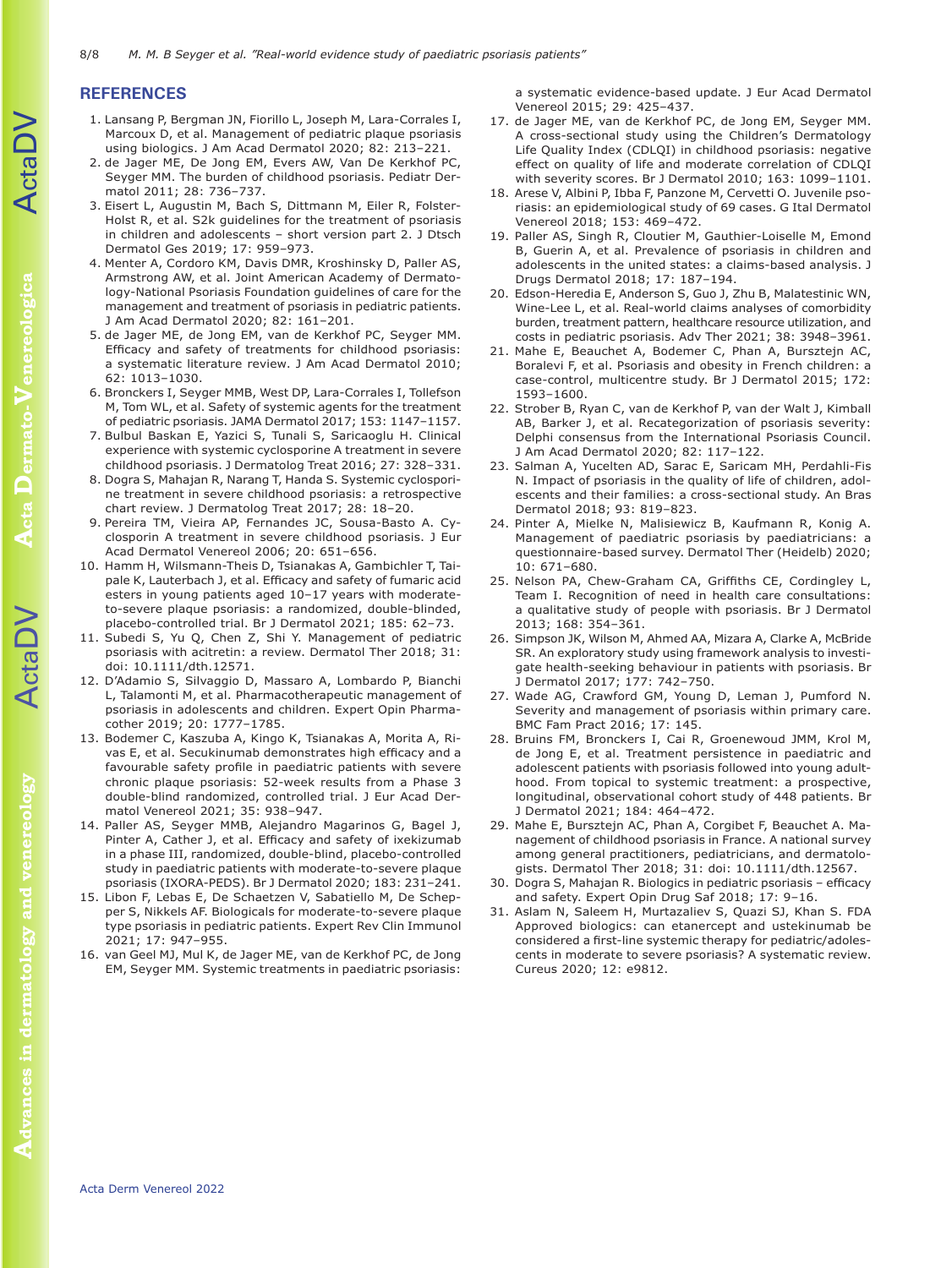## REFERENCES

1. Lansang P, Bergman JN, Fiorillo L, Joseph M, Lara-Corrales I, Marcoux D, et al. Management of pediatric plaque psoriasis using biologics. J Am Acad Dermatol 2020; 82: 213–221.
2. de Jager ME, De Jong EM, Evers AW, Van De Kerkhof PC, Seyger MM. The burden of childhood psoriasis. Pediatr Dermatol 2011; 28: 736–737.
3. Eisert L, Augustin M, Bach S, Dittmann M, Eiler R, Folster-Holst R, et al. S2k guidelines for the treatment of psoriasis in children and adolescents – short version part 2. J Dtsch Dermatol Ges 2019; 17: 959–973.
4. Menter A, Cordoro KM, Davis DMR, Kroshinsky D, Paller AS, Armstrong AW, et al. Joint American Academy of Dermatology-National Psoriasis Foundation guidelines of care for the management and treatment of psoriasis in pediatric patients. J Am Acad Dermatol 2020; 82: 161–201.
5. de Jager ME, de Jong EM, van de Kerkhof PC, Seyger MM. Efficacy and safety of treatments for childhood psoriasis: a systematic literature review. J Am Acad Dermatol 2010; 62: 1013–1030.
6. Bronckers I, Seyger MMB, West DP, Lara-Corrales I, Tollefson M, Tom WL, et al. Safety of systemic agents for the treatment of pediatric psoriasis. JAMA Dermatol 2017; 153: 1147–1157.
7. Bulbul Baskan E, Yazici S, Tunali S, Saricaoglu H. Clinical experience with systemic cyclosporine A treatment in severe childhood psoriasis. J Dermatolog Treat 2016; 27: 328–331.
8. Dogra S, Mahajan R, Narang T, Handa S. Systemic cyclosporine treatment in severe childhood psoriasis: a retrospective chart review. J Dermatolog Treat 2017; 28: 18–20.
9. Pereira TM, Vieira AP, Fernandes JC, Sousa-Basto A. Cyclosporin A treatment in severe childhood psoriasis. J Eur Acad Dermatol Venereol 2006; 20: 651–656.
10. Hamm H, Wilsmann-Theis D, Tsianakas A, Gambichler T, Taipale K, Lauterbach J, et al. Efficacy and safety of fumaric acid esters in young patients aged 10–17 years with moderate-to-severe plaque psoriasis: a randomized, double-blinded, placebo-controlled trial. Br J Dermatol 2021; 185: 62–73.
11. Subedi S, Yu Q, Chen Z, Shi Y. Management of pediatric psoriasis with acitretin: a review. Dermatol Ther 2018; 31: doi: 10.1111/dth.12571.
12. D'Adamio S, Silvaggio D, Massaro A, Lombardo P, Bianchi L, Talamonti M, et al. Pharmacotherapeutic management of psoriasis in adolescents and children. Expert Opin Pharmacother 2019; 20: 1777–1785.
13. Bodemer C, Kaszuba A, Kingo K, Tsianakas A, Morita A, Rivas E, et al. Secukinumab demonstrates high efficacy and a favourable safety profile in paediatric patients with severe chronic plaque psoriasis: 52-week results from a Phase 3 double-blind randomized, controlled trial. J Eur Acad Dermatol Venereol 2021; 35: 938–947.
14. Paller AS, Seyger MMB, Alejandro Magarinos G, Bagel J, Pinter A, Cather J, et al. Efficacy and safety of ixekizumab in a phase III, randomized, double-blind, placebo-controlled study in paediatric patients with moderate-to-severe plaque psoriasis (IXORA-PEDS). Br J Dermatol 2020; 183: 231–241.
15. Libon F, Lebas E, De Schaetzen V, Sabatiello M, De Schepper S, Nikkels AF. Biologicals for moderate-to-severe plaque type psoriasis in pediatric patients. Expert Rev Clin Immunol 2021; 17: 947–955.
16. van Geel MJ, Mul K, de Jager ME, van de Kerkhof PC, de Jong EM, Seyger MM. Systemic treatments in paediatric psoriasis: a systematic evidence-based update. J Eur Acad Dermatol Venereol 2015; 29: 425–437.
17. de Jager ME, van de Kerkhof PC, de Jong EM, Seyger MM. A cross-sectional study using the Children's Dermatology Life Quality Index (CDLQI) in childhood psoriasis: negative effect on quality of life and moderate correlation of CDLQI with severity scores. Br J Dermatol 2010; 163: 1099–1101.
18. Arese V, Albini P, Ibba F, Panzone M, Cervetti O. Juvenile psoriasis: an epidemiological study of 69 cases. G Ital Dermatol Venereol 2018; 153: 469–472.
19. Paller AS, Singh R, Cloutier M, Gauthier-Loiselle M, Emond B, Guerin A, et al. Prevalence of psoriasis in children and adolescents in the united states: a claims-based analysis. J Drugs Dermatol 2018; 17: 187–194.
20. Edson-Heredia E, Anderson S, Guo J, Zhu B, Malatestinic WN, Wine-Lee L, et al. Real-world claims analyses of comorbidity burden, treatment pattern, healthcare resource utilization, and costs in pediatric psoriasis. Adv Ther 2021; 38: 3948–3961.
21. Mahe E, Beauchet A, Bodemer C, Phan A, Bursztejn AC, Boralevi F, et al. Psoriasis and obesity in French children: a case-control, multicentre study. Br J Dermatol 2015; 172: 1593–1600.
22. Strober B, Ryan C, van de Kerkhof P, van der Walt J, Kimball AB, Barker J, et al. Recategorization of psoriasis severity: Delphi consensus from the International Psoriasis Council. J Am Acad Dermatol 2020; 82: 117–122.
23. Salman A, Yucelten AD, Sarac E, Saricam MH, Perdahli-Fis N. Impact of psoriasis in the quality of life of children, adolescents and their families: a cross-sectional study. An Bras Dermatol 2018; 93: 819–823.
24. Pinter A, Mielke N, Malisiewicz B, Kaufmann R, Konig A. Management of paediatric psoriasis by paediatricians: a questionnaire-based survey. Dermatol Ther (Heidelb) 2020; 10: 671–680.
25. Nelson PA, Chew-Graham CA, Griffiths CE, Cordingley L, Team I. Recognition of need in health care consultations: a qualitative study of people with psoriasis. Br J Dermatol 2013; 168: 354–361.
26. Simpson JK, Wilson M, Ahmed AA, Mizara A, Clarke A, McBride SR. An exploratory study using framework analysis to investigate health-seeking behaviour in patients with psoriasis. Br J Dermatol 2017; 177: 742–750.
27. Wade AG, Crawford GM, Young D, Leman J, Pumford N. Severity and management of psoriasis within primary care. BMC Fam Pract 2016; 17: 145.
28. Bruins FM, Bronckers I, Cai R, Groenewoud JMM, Krol M, de Jong E, et al. Treatment persistence in paediatric and adolescent patients with psoriasis followed into young adulthood. From topical to systemic treatment: a prospective, longitudinal, observational cohort study of 448 patients. Br J Dermatol 2021; 184: 464–472.
29. Mahe E, Bursztejn AC, Phan A, Corgibet F, Beauchet A. Management of childhood psoriasis in France. A national survey among general practitioners, pediatricians, and dermatologists. Dermatol Ther 2018; 31: doi: 10.1111/dth.12567.
30. Dogra S, Mahajan R. Biologics in pediatric psoriasis – efficacy and safety. Expert Opin Drug Saf 2018; 17: 9–16.
31. Aslam N, Saleem H, Murtazaliev S, Quazi SJ, Khan S. FDA Approved biologics: can etanercept and ustekinumab be considered a first-line systemic therapy for pediatric/adolescents in moderate to severe psoriasis? A systematic review. Cureus 2020; 12: e9812.